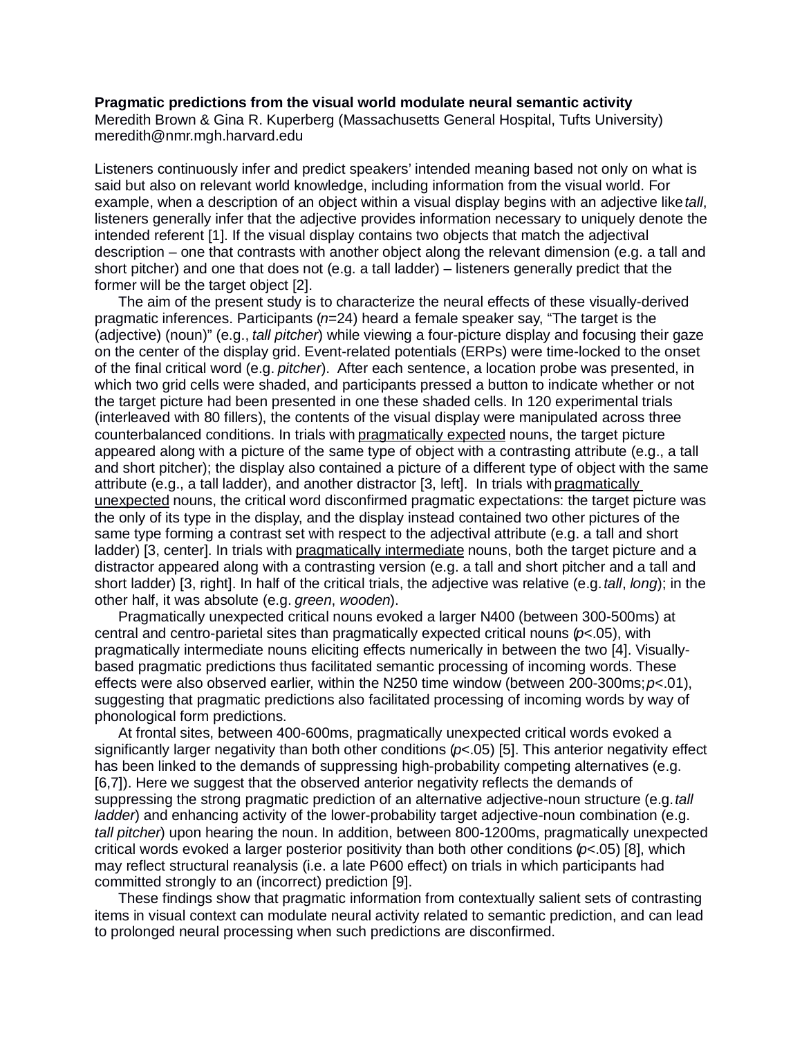**Pragmatic predictions from the visual world modulate neural semantic activity**

Meredith Brown & Gina R. Kuperberg (Massachusetts General Hospital, Tufts University)
meredith@nmr.mgh.harvard.edu

Listeners continuously infer and predict speakers' intended meaning based not only on what is said but also on relevant world knowledge, including information from the visual world. For example, when a description of an object within a visual display begins with an adjective like *tall*, listeners generally infer that the adjective provides information necessary to uniquely denote the intended referent [1]. If the visual display contains two objects that match the adjectival description – one that contrasts with another object along the relevant dimension (e.g. a tall and short pitcher) and one that does not (e.g. a tall ladder) – listeners generally predict that the former will be the target object [2].

The aim of the present study is to characterize the neural effects of these visually-derived pragmatic inferences. Participants ($n$=24) heard a female speaker say, "The target is the (adjective) (noun)" (e.g., *tall pitcher*) while viewing a four-picture display and focusing their gaze on the center of the display grid. Event-related potentials (ERPs) were time-locked to the onset of the final critical word (e.g. *pitcher*). After each sentence, a location probe was presented, in which two grid cells were shaded, and participants pressed a button to indicate whether or not the target picture had been presented in one these shaded cells. In 120 experimental trials (interleaved with 80 fillers), the contents of the visual display were manipulated across three counterbalanced conditions. In trials with <u>pragmatically expected</u> nouns, the target picture appeared along with a picture of the same type of object with a contrasting attribute (e.g., a tall and short pitcher); the display also contained a picture of a different type of object with the same attribute (e.g., a tall ladder), and another distractor [3, left]. In trials with <u>pragmatically unexpected</u> nouns, the critical word disconfirmed pragmatic expectations: the target picture was the only of its type in the display, and the display instead contained two other pictures of the same type forming a contrast set with respect to the adjectival attribute (e.g. a tall and short ladder) [3, center]. In trials with <u>pragmatically intermediate</u> nouns, both the target picture and a distractor appeared along with a contrasting version (e.g. a tall and short pitcher and a tall and short ladder) [3, right]. In half of the critical trials, the adjective was relative (e.g. *tall*, *long*); in the other half, it was absolute (e.g. *green*, *wooden*).

Pragmatically unexpected critical nouns evoked a larger N400 (between 300-500ms) at central and centro-parietal sites than pragmatically expected critical nouns ($p$<.05), with pragmatically intermediate nouns eliciting effects numerically in between the two [4]. Visually-based pragmatic predictions thus facilitated semantic processing of incoming words. These effects were also observed earlier, within the N250 time window (between 200-300ms; $p$<.01), suggesting that pragmatic predictions also facilitated processing of incoming words by way of phonological form predictions.

At frontal sites, between 400-600ms, pragmatically unexpected critical words evoked a significantly larger negativity than both other conditions ($p$<.05) [5]. This anterior negativity effect has been linked to the demands of suppressing high-probability competing alternatives (e.g. [6,7]). Here we suggest that the observed anterior negativity reflects the demands of suppressing the strong pragmatic prediction of an alternative adjective-noun structure (e.g. *tall ladder*) and enhancing activity of the lower-probability target adjective-noun combination (e.g. *tall pitcher*) upon hearing the noun. In addition, between 800-1200ms, pragmatically unexpected critical words evoked a larger posterior positivity than both other conditions ($p$<.05) [8], which may reflect structural reanalysis (i.e. a late P600 effect) on trials in which participants had committed strongly to an (incorrect) prediction [9].

These findings show that pragmatic information from contextually salient sets of contrasting items in visual context can modulate neural activity related to semantic prediction, and can lead to prolonged neural processing when such predictions are disconfirmed.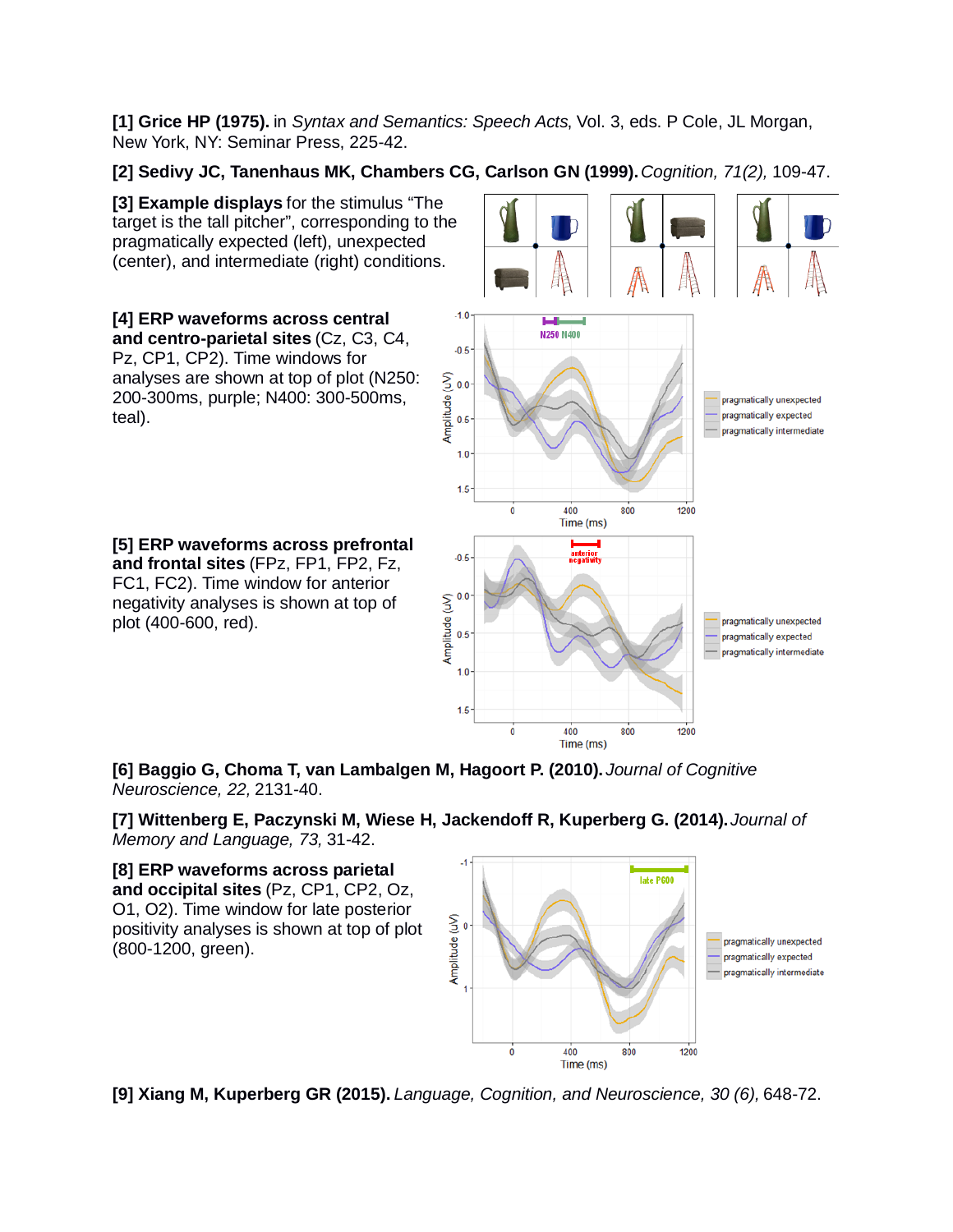**[1] Grice HP (1975).** in *Syntax and Semantics: Speech Acts*, Vol. 3, eds. P Cole, JL Morgan, New York, NY: Seminar Press, 225-42.

**[2] Sedivy JC, Tanenhaus MK, Chambers CG, Carlson GN (1999).** *Cognition, 71(2),* 109-47.

**[3] Example displays** for the stimulus "The target is the tall pitcher", corresponding to the pragmatically expected (left), unexpected (center), and intermediate (right) conditions.

**[4] ERP waveforms across central and centro-parietal sites** (Cz, C3, C4, Pz, CP1, CP2). Time windows for analyses are shown at top of plot (N250: 200-300ms, purple; N400: 300-500ms, teal).

N250 N400

Amplitude (uV)

-1.0
-0.5
0.0
0.5
1.0
1.5

0
400
800
1200

Time (ms)

pragmatically unexpected
pragmatically expected
pragmatically intermediate

**[5] ERP waveforms across prefrontal and frontal sites** (FPz, FP1, FP2, Fz, FC1, FC2). Time window for anterior negativity analyses is shown at top of plot (400-600, red).

anterior negativity

Amplitude (uV)

-0.5
0.0
0.5
1.0
1.5

0
400
800
1200

Time (ms)

pragmatically unexpected
pragmatically expected
pragmatically intermediate

**[6] Baggio G, Choma T, van Lambalgen M, Hagoort P. (2010).** *Journal of Cognitive Neuroscience, 22,* 2131-40.

**[7] Wittenberg E, Paczynski M, Wiese H, Jackendoff R, Kuperberg G. (2014).** *Journal of Memory and Language, 73,* 31-42.

**[8] ERP waveforms across parietal and occipital sites** (Pz, CP1, CP2, Oz, O1, O2). Time window for late posterior positivity analyses is shown at top of plot (800-1200, green).

late P600

Amplitude (uV)

-1
0
1

0
400
800
1200

Time (ms)

pragmatically unexpected
pragmatically expected
pragmatically intermediate

**[9] Xiang M, Kuperberg GR (2015).** *Language, Cognition, and Neuroscience, 30 (6),* 648-72.